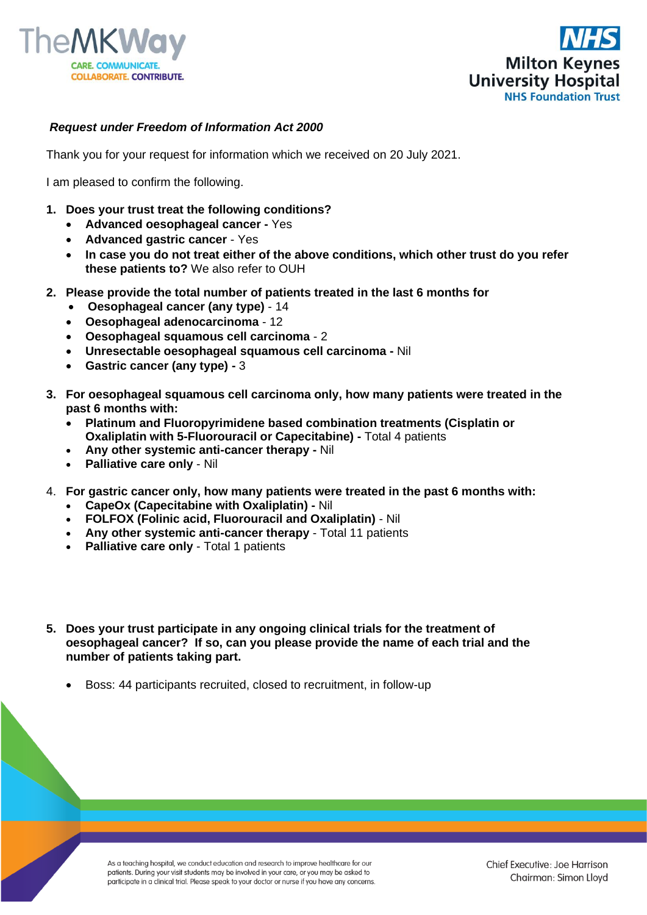***Request under Freedom of Information Act 2000***

Thank you for your request for information which we received on 20 July 2021.

I am pleased to confirm the following.

1. **Does your trust treat the following conditions?**
   - **Advanced oesophageal cancer -** Yes
   - **Advanced gastric cancer** - Yes
   - **In case you do not treat either of the above conditions, which other trust do you refer these patients to?** We also refer to OUH

2. **Please provide the total number of patients treated in the last 6 months for**
   - **Oesophageal cancer (any type)** - 14
   - **Oesophageal adenocarcinoma** - 12
   - **Oesophageal squamous cell carcinoma** - 2
   - **Unresectable oesophageal squamous cell carcinoma -** Nil
   - **Gastric cancer (any type) -** 3

3. **For oesophageal squamous cell carcinoma only, how many patients were treated in the past 6 months with:**
   - **Platinum and Fluoropyrimidene based combination treatments (Cisplatin or Oxaliplatin with 5-Fluorouracil or Capecitabine) -** Total 4 patients
   - **Any other systemic anti-cancer therapy -** Nil
   - **Palliative care only** - Nil

4. **For gastric cancer only, how many patients were treated in the past 6 months with:**
   - **CapeOx (Capecitabine with Oxaliplatin) -** Nil
   - **FOLFOX (Folinic acid, Fluorouracil and Oxaliplatin)** - Nil
   - **Any other systemic anti-cancer therapy** - Total 11 patients
   - **Palliative care only** - Total 1 patients

5. **Does your trust participate in any ongoing clinical trials for the treatment of oesophageal cancer? If so, can you please provide the name of each trial and the number of patients taking part.**

   - Boss: 44 participants recruited, closed to recruitment, in follow-up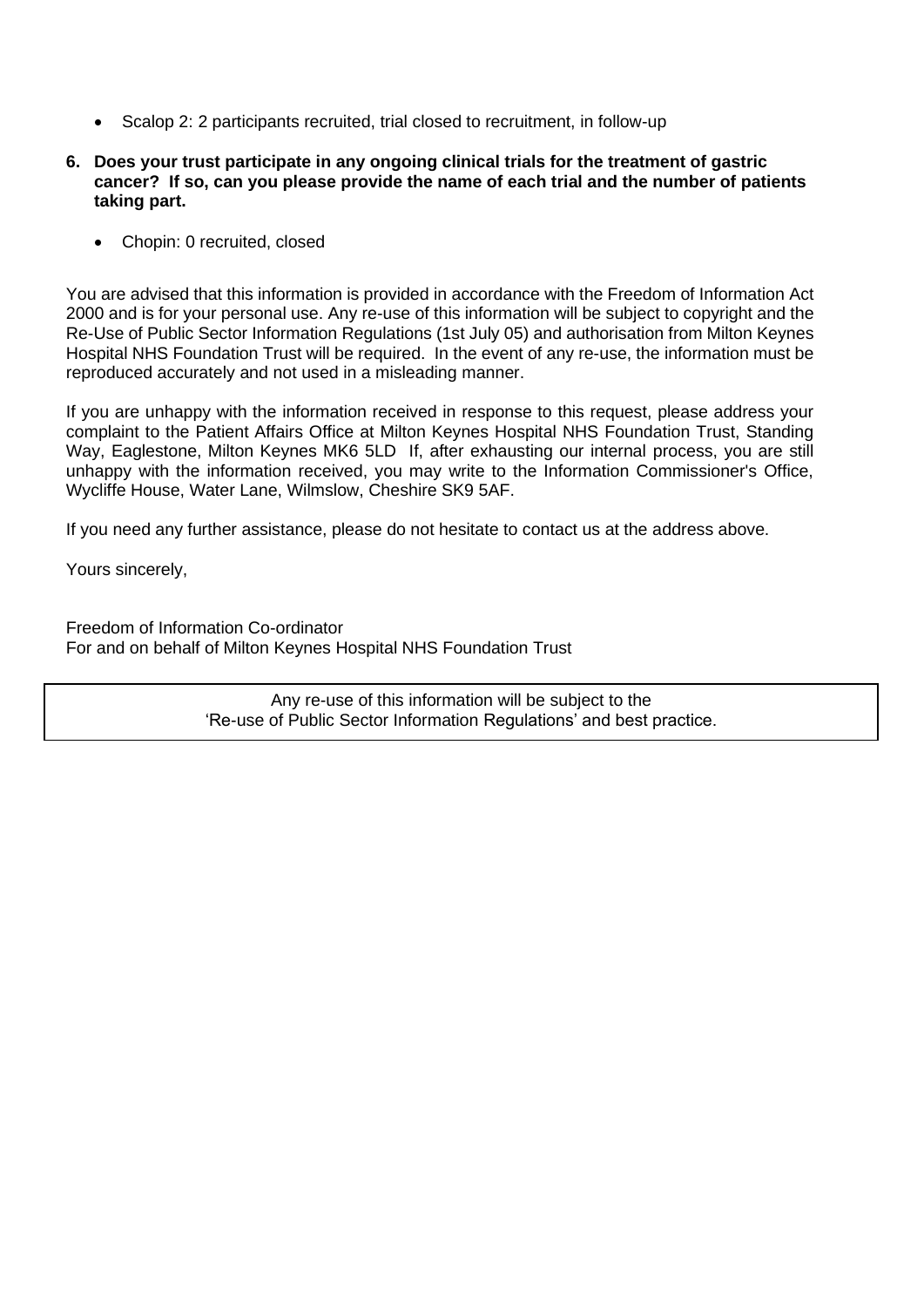- Scalop 2: 2 participants recruited, trial closed to recruitment, in follow-up

**6. Does your trust participate in any ongoing clinical trials for the treatment of gastric cancer? If so, can you please provide the name of each trial and the number of patients taking part.**

- Chopin: 0 recruited, closed

You are advised that this information is provided in accordance with the Freedom of Information Act 2000 and is for your personal use. Any re-use of this information will be subject to copyright and the Re-Use of Public Sector Information Regulations (1st July 05) and authorisation from Milton Keynes Hospital NHS Foundation Trust will be required. In the event of any re-use, the information must be reproduced accurately and not used in a misleading manner.

If you are unhappy with the information received in response to this request, please address your complaint to the Patient Affairs Office at Milton Keynes Hospital NHS Foundation Trust, Standing Way, Eaglestone, Milton Keynes MK6 5LD If, after exhausting our internal process, you are still unhappy with the information received, you may write to the Information Commissioner's Office, Wycliffe House, Water Lane, Wilmslow, Cheshire SK9 5AF.

If you need any further assistance, please do not hesitate to contact us at the address above.

Yours sincerely,

Freedom of Information Co-ordinator
For and on behalf of Milton Keynes Hospital NHS Foundation Trust

Any re-use of this information will be subject to the
'Re-use of Public Sector Information Regulations' and best practice.